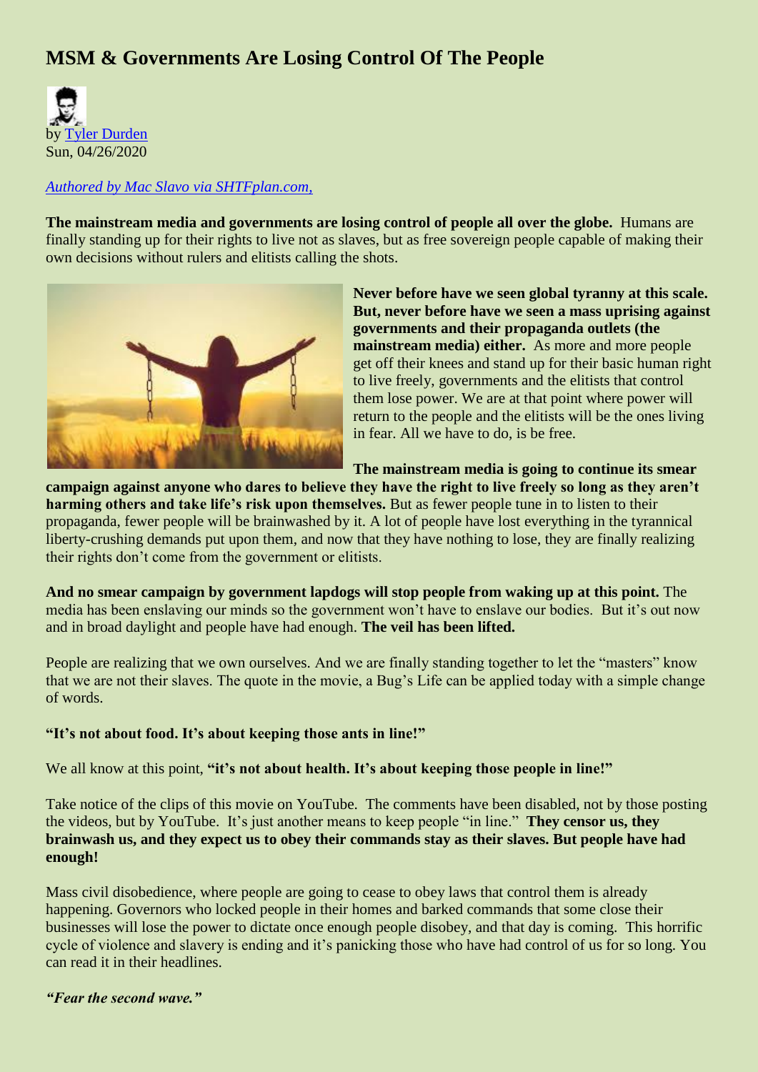# MSM & Governments Are Losing Control Of The People

by Tyler Durden
Sun, 04/26/2020

*Authored by Mac Slavo via SHTFplan.com,*

**The mainstream media and governments are losing control of people all over the globe.** Humans are finally standing up for their rights to live not as slaves, but as free sovereign people capable of making their own decisions without rulers and elitists calling the shots.

**Never before have we seen global tyranny at this scale. But, never before have we seen a mass uprising against governments and their propaganda outlets (the mainstream media) either.** As more and more people get off their knees and stand up for their basic human right to live freely, governments and the elitists that control them lose power. We are at that point where power will return to the people and the elitists will be the ones living in fear. All we have to do, is be free.

**The mainstream media is going to continue its smear campaign against anyone who dares to believe they have the right to live freely so long as they aren't harming others and take life's risk upon themselves.** But as fewer people tune in to listen to their propaganda, fewer people will be brainwashed by it. A lot of people have lost everything in the tyrannical liberty-crushing demands put upon them, and now that they have nothing to lose, they are finally realizing their rights don't come from the government or elitists.

**And no smear campaign by government lapdogs will stop people from waking up at this point.** The media has been enslaving our minds so the government won't have to enslave our bodies. But it's out now and in broad daylight and people have had enough. **The veil has been lifted.**

People are realizing that we own ourselves. And we are finally standing together to let the "masters" know that we are not their slaves. The quote in the movie, a Bug's Life can be applied today with a simple change of words.

**"It's not about food. It's about keeping those ants in line!"**

We all know at this point, **"it's not about health. It's about keeping those people in line!"**

Take notice of the clips of this movie on YouTube. The comments have been disabled, not by those posting the videos, but by YouTube. It's just another means to keep people "in line." **They censor us, they brainwash us, and they expect us to obey their commands stay as their slaves. But people have had enough!**

Mass civil disobedience, where people are going to cease to obey laws that control them is already happening. Governors who locked people in their homes and barked commands that some close their businesses will lose the power to dictate once enough people disobey, and that day is coming. This horrific cycle of violence and slavery is ending and it's panicking those who have had control of us for so long. You can read it in their headlines.

***"Fear the second wave."***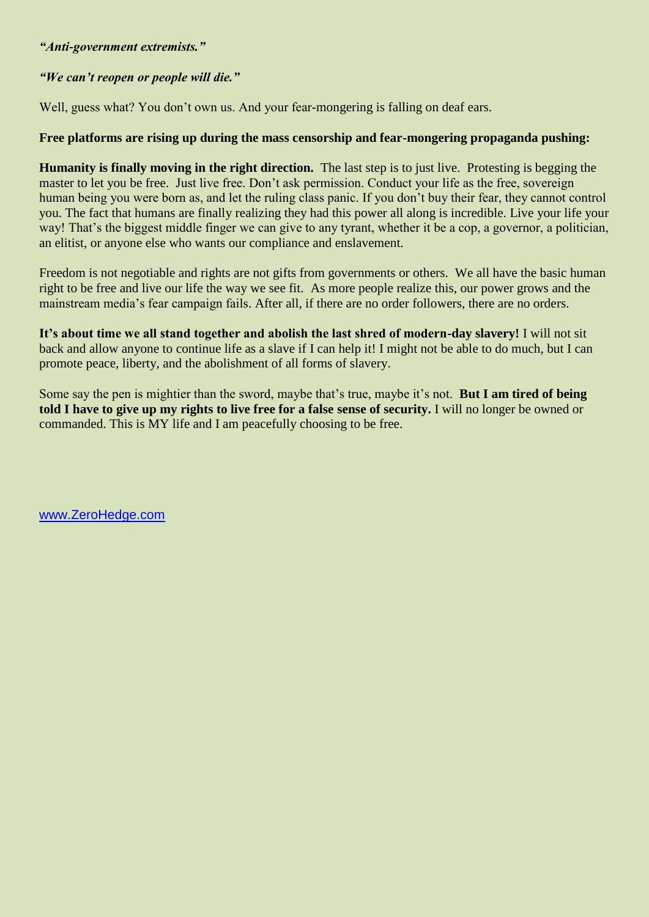***"Anti-government extremists."***

***"We can't reopen or people will die."***

Well, guess what? You don't own us. And your fear-mongering is falling on deaf ears.

**Free platforms are rising up during the mass censorship and fear-mongering propaganda pushing:**

**Humanity is finally moving in the right direction.** The last step is to just live. Protesting is begging the master to let you be free. Just live free. Don't ask permission. Conduct your life as the free, sovereign human being you were born as, and let the ruling class panic. If you don't buy their fear, they cannot control you. The fact that humans are finally realizing they had this power all along is incredible. Live your life your way! That's the biggest middle finger we can give to any tyrant, whether it be a cop, a governor, a politician, an elitist, or anyone else who wants our compliance and enslavement.

Freedom is not negotiable and rights are not gifts from governments or others. We all have the basic human right to be free and live our life the way we see fit. As more people realize this, our power grows and the mainstream media's fear campaign fails. After all, if there are no order followers, there are no orders.

**It's about time we all stand together and abolish the last shred of modern-day slavery!** I will not sit back and allow anyone to continue life as a slave if I can help it! I might not be able to do much, but I can promote peace, liberty, and the abolishment of all forms of slavery.

Some say the pen is mightier than the sword, maybe that's true, maybe it's not. **But I am tired of being told I have to give up my rights to live free for a false sense of security.** I will no longer be owned or commanded. This is MY life and I am peacefully choosing to be free.

www.ZeroHedge.com